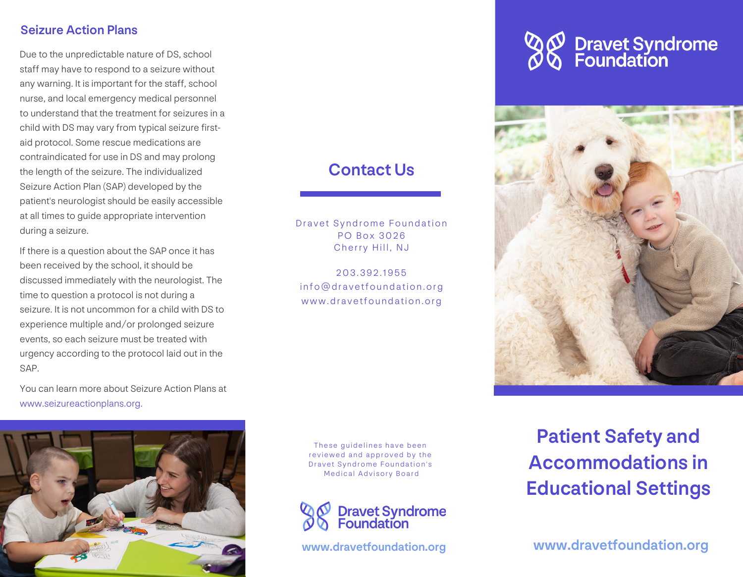## Seizure Action Plans

Due to the unpredictable nature of DS, school staff may have to respond to a seizure without any warning. It is important for the staff, school nurse, and local emergency medical personnel to understand that the treatment for seizures in a child with DS may vary from typical seizure first-aid protocol. Some rescue medications are contraindicated for use in DS and may prolong the length of the seizure. The individualized Seizure Action Plan (SAP) developed by the patient's neurologist should be easily accessible at all times to guide appropriate intervention during a seizure.

If there is a question about the SAP once it has been received by the school, it should be discussed immediately with the neurologist. The time to question a protocol is not during a seizure. It is not uncommon for a child with DS to experience multiple and/or prolonged seizure events, so each seizure must be treated with urgency according to the protocol laid out in the SAP.

You can learn more about Seizure Action Plans at www.seizureactionplans.org.

## Contact Us

Dravet Syndrome Foundation
PO Box 3026
Cherry Hill, NJ

203.392.1955
info@dravetfoundation.org
www.dravetfoundation.org

These guidelines have been reviewed and approved by the Dravet Syndrome Foundation's Medical Advisory Board

Dravet Syndrome Foundation

www.dravetfoundation.org

Dravet Syndrome Foundation

# Patient Safety and Accommodations in Educational Settings

www.dravetfoundation.org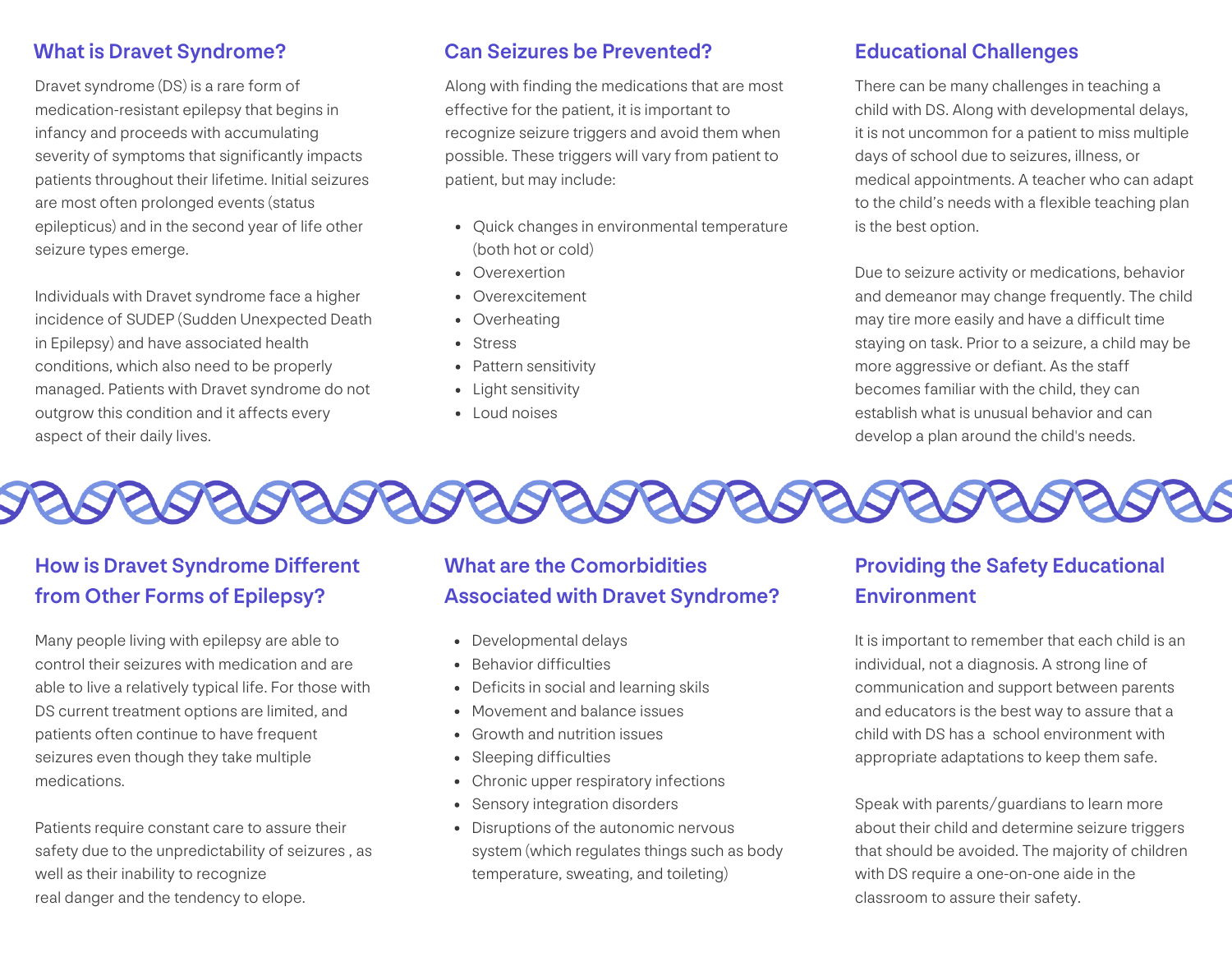## What is Dravet Syndrome?

Dravet syndrome (DS) is a rare form of medication-resistant epilepsy that begins in infancy and proceeds with accumulating severity of symptoms that significantly impacts patients throughout their lifetime. Initial seizures are most often prolonged events (status epilepticus) and in the second year of life other seizure types emerge.

Individuals with Dravet syndrome face a higher incidence of SUDEP (Sudden Unexpected Death in Epilepsy) and have associated health conditions, which also need to be properly managed. Patients with Dravet syndrome do not outgrow this condition and it affects every aspect of their daily lives.

## Can Seizures be Prevented?

Along with finding the medications that are most effective for the patient, it is important to recognize seizure triggers and avoid them when possible. These triggers will vary from patient to patient, but may include:

- Quick changes in environmental temperature (both hot or cold)
- Overexertion
- Overexcitement
- Overheating
- Stress
- Pattern sensitivity
- Light sensitivity
- Loud noises

## Educational Challenges

There can be many challenges in teaching a child with DS. Along with developmental delays, it is not uncommon for a patient to miss multiple days of school due to seizures, illness, or medical appointments. A teacher who can adapt to the child's needs with a flexible teaching plan is the best option.

Due to seizure activity or medications, behavior and demeanor may change frequently. The child may tire more easily and have a difficult time staying on task. Prior to a seizure, a child may be more aggressive or defiant. As the staff becomes familiar with the child, they can establish what is unusual behavior and can develop a plan around the child's needs.

## How is Dravet Syndrome Different from Other Forms of Epilepsy?

Many people living with epilepsy are able to control their seizures with medication and are able to live a relatively typical life. For those with DS current treatment options are limited, and patients often continue to have frequent seizures even though they take multiple medications.

Patients require constant care to assure their safety due to the unpredictability of seizures , as well as their inability to recognize real danger and the tendency to elope.

## What are the Comorbidities Associated with Dravet Syndrome?

- Developmental delays
- Behavior difficulties
- Deficits in social and learning skils
- Movement and balance issues
- Growth and nutrition issues
- Sleeping difficulties
- Chronic upper respiratory infections
- Sensory integration disorders
- Disruptions of the autonomic nervous system (which regulates things such as body temperature, sweating, and toileting)

## Providing the Safety Educational Environment

It is important to remember that each child is an individual, not a diagnosis. A strong line of communication and support between parents and educators is the best way to assure that a child with DS has a school environment with appropriate adaptations to keep them safe.

Speak with parents/guardians to learn more about their child and determine seizure triggers that should be avoided. The majority of children with DS require a one-on-one aide in the classroom to assure their safety.